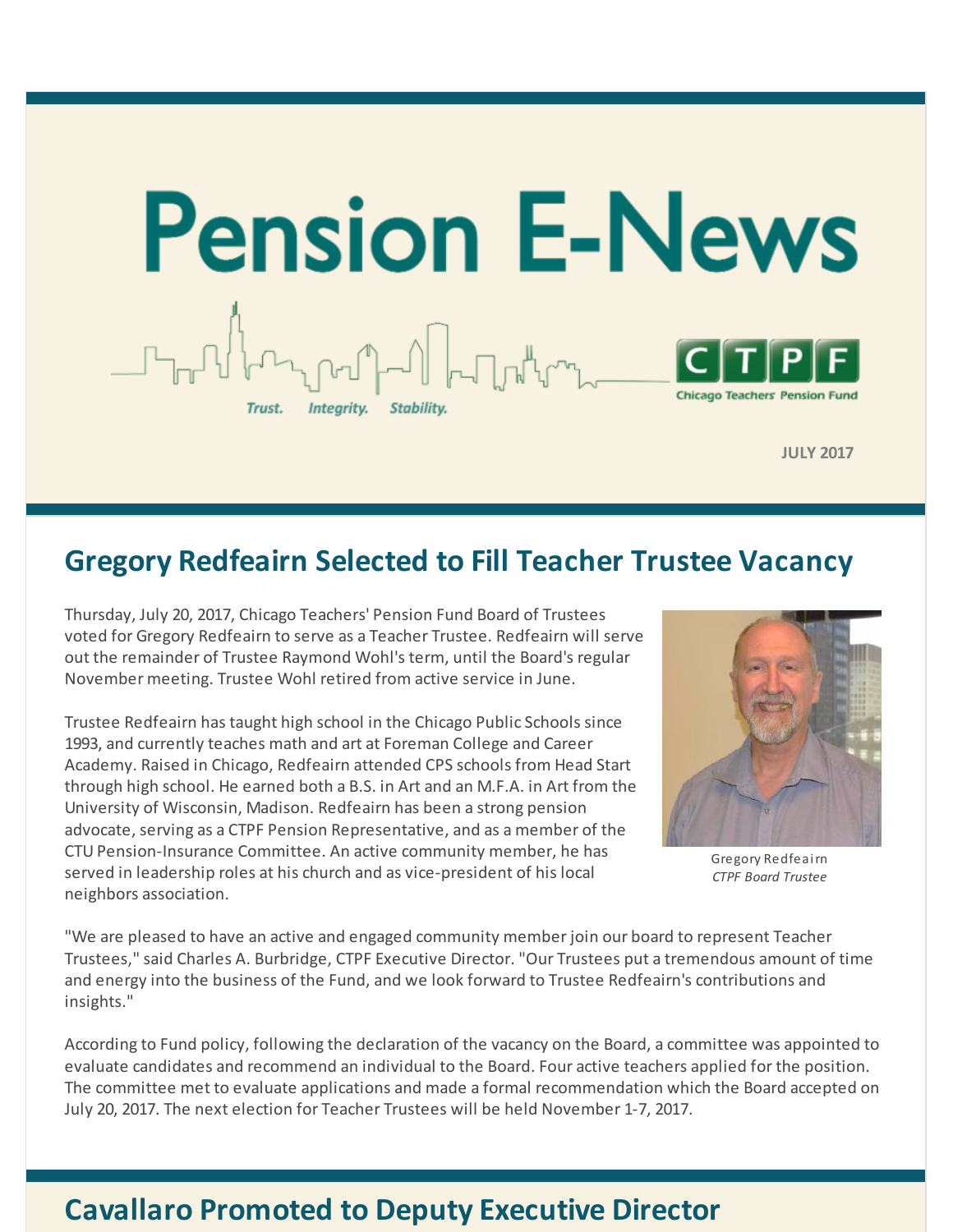# Pension E-News

Trust. Integrity. Stability.

CTPF Chicago Teachers' Pension Fund

**JULY 2017**

## Gregory Redfeairn Selected to Fill Teacher Trustee Vacancy

Thursday, July 20, 2017, Chicago Teachers' Pension Fund Board of Trustees voted for Gregory Redfeairn to serve as a Teacher Trustee. Redfeairn will serve out the remainder of Trustee Raymond Wohl's term, until the Board's regular November meeting. Trustee Wohl retired from active service in June.

Trustee Redfeairn has taught high school in the Chicago Public Schools since 1993, and currently teaches math and art at Foreman College and Career Academy. Raised in Chicago, Redfeairn attended CPS schools from Head Start through high school. He earned both a B.S. in Art and an M.F.A. in Art from the University of Wisconsin, Madison. Redfeairn has been a strong pension advocate, serving as a CTPF Pension Representative, and as a member of the CTU Pension-Insurance Committee. An active community member, he has served in leadership roles at his church and as vice-president of his local neighbors association.

Gregory Redfeairn
*CTPF Board Trustee*

"We are pleased to have an active and engaged community member join our board to represent Teacher Trustees," said Charles A. Burbridge, CTPF Executive Director. "Our Trustees put a tremendous amount of time and energy into the business of the Fund, and we look forward to Trustee Redfeairn's contributions and insights."

According to Fund policy, following the declaration of the vacancy on the Board, a committee was appointed to evaluate candidates and recommend an individual to the Board. Four active teachers applied for the position. The committee met to evaluate applications and made a formal recommendation which the Board accepted on July 20, 2017. The next election for Teacher Trustees will be held November 1-7, 2017.

## Cavallaro Promoted to Deputy Executive Director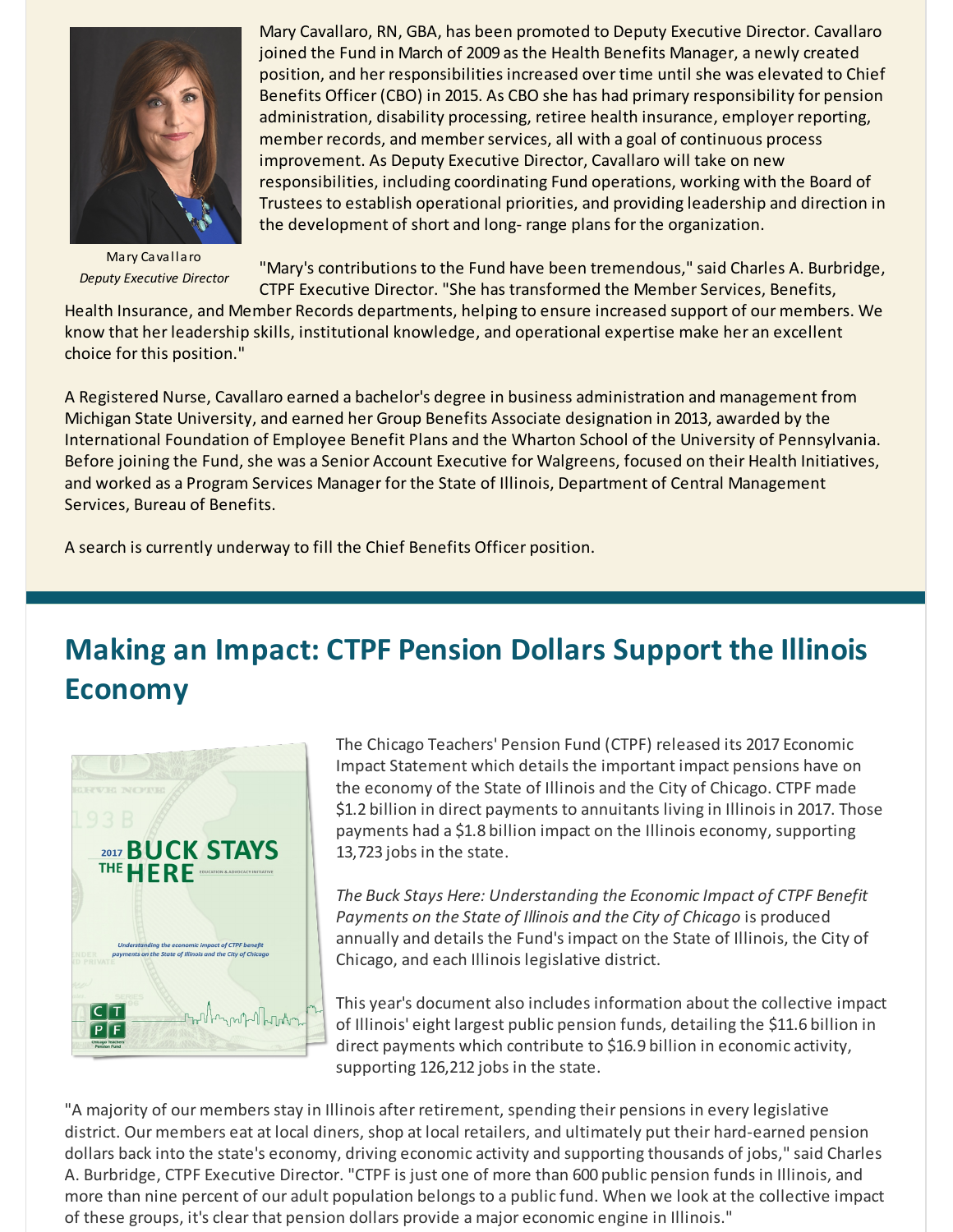Mary Cavallaro
*Deputy Executive Director*

Mary Cavallaro, RN, GBA, has been promoted to Deputy Executive Director. Cavallaro joined the Fund in March of 2009 as the Health Benefits Manager, a newly created position, and her responsibilities increased over time until she was elevated to Chief Benefits Officer (CBO) in 2015. As CBO she has had primary responsibility for pension administration, disability processing, retiree health insurance, employer reporting, member records, and member services, all with a goal of continuous process improvement. As Deputy Executive Director, Cavallaro will take on new responsibilities, including coordinating Fund operations, working with the Board of Trustees to establish operational priorities, and providing leadership and direction in the development of short and long- range plans for the organization.

"Mary's contributions to the Fund have been tremendous," said Charles A. Burbridge, CTPF Executive Director. "She has transformed the Member Services, Benefits, Health Insurance, and Member Records departments, helping to ensure increased support of our members. We know that her leadership skills, institutional knowledge, and operational expertise make her an excellent choice for this position."

A Registered Nurse, Cavallaro earned a bachelor's degree in business administration and management from Michigan State University, and earned her Group Benefits Associate designation in 2013, awarded by the International Foundation of Employee Benefit Plans and the Wharton School of the University of Pennsylvania. Before joining the Fund, she was a Senior Account Executive for Walgreens, focused on their Health Initiatives, and worked as a Program Services Manager for the State of Illinois, Department of Central Management Services, Bureau of Benefits.

A search is currently underway to fill the Chief Benefits Officer position.

## Making an Impact: CTPF Pension Dollars Support the Illinois Economy

The Chicago Teachers' Pension Fund (CTPF) released its 2017 Economic Impact Statement which details the important impact pensions have on the economy of the State of Illinois and the City of Chicago. CTPF made $1.2 billion in direct payments to annuitants living in Illinois in 2017. Those payments had a $1.8 billion impact on the Illinois economy, supporting 13,723 jobs in the state.

*The Buck Stays Here: Understanding the Economic Impact of CTPF Benefit Payments on the State of Illinois and the City of Chicago* is produced annually and details the Fund's impact on the State of Illinois, the City of Chicago, and each Illinois legislative district.

This year's document also includes information about the collective impact of Illinois' eight largest public pension funds, detailing the $11.6 billion in direct payments which contribute to $16.9 billion in economic activity, supporting 126,212 jobs in the state.

"A majority of our members stay in Illinois after retirement, spending their pensions in every legislative district. Our members eat at local diners, shop at local retailers, and ultimately put their hard-earned pension dollars back into the state's economy, driving economic activity and supporting thousands of jobs," said Charles A. Burbridge, CTPF Executive Director. "CTPF is just one of more than 600 public pension funds in Illinois, and more than nine percent of our adult population belongs to a public fund. When we look at the collective impact of these groups, it's clear that pension dollars provide a major economic engine in Illinois."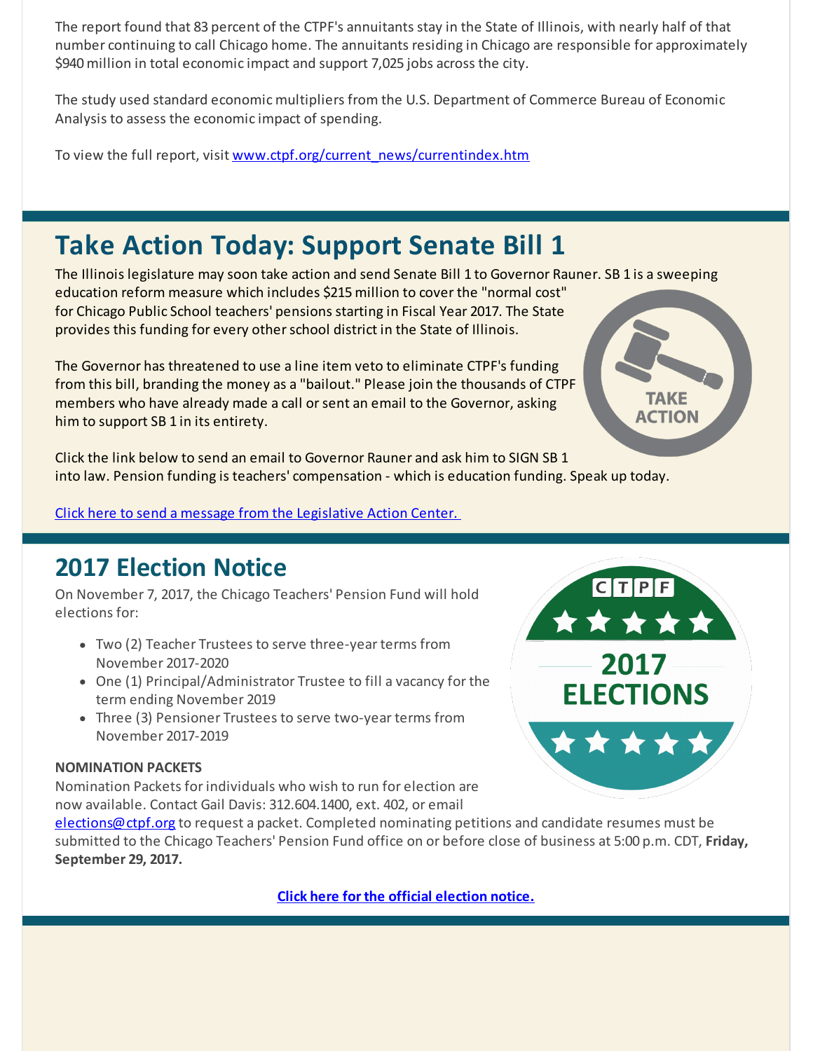The report found that 83 percent of the CTPF's annuitants stay in the State of Illinois, with nearly half of that number continuing to call Chicago home. The annuitants residing in Chicago are responsible for approximately $940 million in total economic impact and support 7,025 jobs across the city.

The study used standard economic multipliers from the U.S. Department of Commerce Bureau of Economic Analysis to assess the economic impact of spending.

To view the full report, visit www.ctpf.org/current_news/currentindex.htm

# Take Action Today: Support Senate Bill 1

The Illinois legislature may soon take action and send Senate Bill 1 to Governor Rauner. SB 1 is a sweeping education reform measure which includes $215 million to cover the "normal cost" for Chicago Public School teachers' pensions starting in Fiscal Year 2017. The State provides this funding for every other school district in the State of Illinois.

The Governor has threatened to use a line item veto to eliminate CTPF's funding from this bill, branding the money as a "bailout." Please join the thousands of CTPF members who have already made a call or sent an email to the Governor, asking him to support SB 1 in its entirety.

Click the link below to send an email to Governor Rauner and ask him to SIGN SB 1 into law. Pension funding is teachers' compensation - which is education funding. Speak up today.

Click here to send a message from the Legislative Action Center.

## 2017 Election Notice

On November 7, 2017, the Chicago Teachers' Pension Fund will hold elections for:

- Two (2) Teacher Trustees to serve three-year terms from November 2017-2020
- One (1) Principal/Administrator Trustee to fill a vacancy for the term ending November 2019
- Three (3) Pensioner Trustees to serve two-year terms from November 2017-2019

**NOMINATION PACKETS**

Nomination Packets for individuals who wish to run for election are now available. Contact Gail Davis: 312.604.1400, ext. 402, or email elections@ctpf.org to request a packet. Completed nominating petitions and candidate resumes must be submitted to the Chicago Teachers' Pension Fund office on or before close of business at 5:00 p.m. CDT, **Friday, September 29, 2017.**

**Click here for the official election notice.**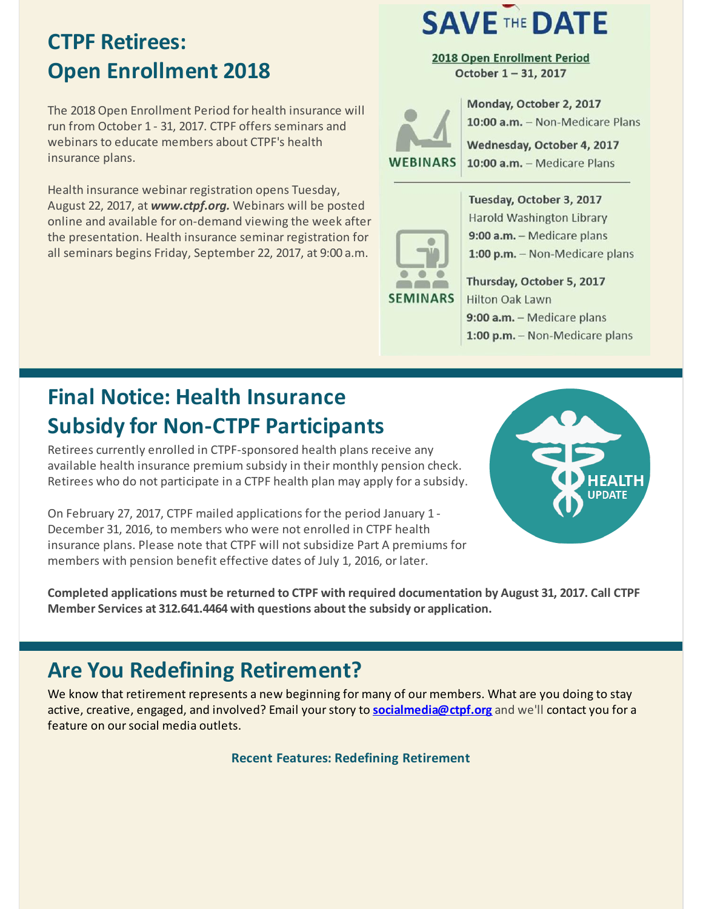## CTPF Retirees: Open Enrollment 2018

The 2018 Open Enrollment Period for health insurance will run from October 1 - 31, 2017. CTPF offers seminars and webinars to educate members about CTPF's health insurance plans.

Health insurance webinar registration opens Tuesday, August 22, 2017, at ***www.ctpf.org.*** Webinars will be posted online and available for on-demand viewing the week after the presentation. Health insurance seminar registration for all seminars begins Friday, September 22, 2017, at 9:00 a.m.

### SAVE THE DATE

**2018 Open Enrollment Period**
**October 1 – 31, 2017**

**WEBINARS**

**Monday, October 2, 2017**
**10:00 a.m.** – Non-Medicare Plans

**Wednesday, October 4, 2017**
**10:00 a.m.** – Medicare Plans

**SEMINARS**

**Tuesday, October 3, 2017**
Harold Washington Library
**9:00 a.m.** – Medicare plans
**1:00 p.m.** – Non-Medicare plans

**Thursday, October 5, 2017**
Hilton Oak Lawn
**9:00 a.m.** – Medicare plans
**1:00 p.m.** – Non-Medicare plans

## Final Notice: Health Insurance Subsidy for Non-CTPF Participants

HEALTH UPDATE

Retirees currently enrolled in CTPF-sponsored health plans receive any available health insurance premium subsidy in their monthly pension check. Retirees who do not participate in a CTPF health plan may apply for a subsidy.

On February 27, 2017, CTPF mailed applications for the period January 1 - December 31, 2016, to members who were not enrolled in CTPF health insurance plans. Please note that CTPF will not subsidize Part A premiums for members with pension benefit effective dates of July 1, 2016, or later.

**Completed applications must be returned to CTPF with required documentation by August 31, 2017. Call CTPF Member Services at 312.641.4464 with questions about the subsidy or application.**

## Are You Redefining Retirement?

We know that retirement represents a new beginning for many of our members. What are you doing to stay active, creative, engaged, and involved? Email your story to **socialmedia@ctpf.org** and we'll contact you for a feature on our social media outlets.

**Recent Features: Redefining Retirement**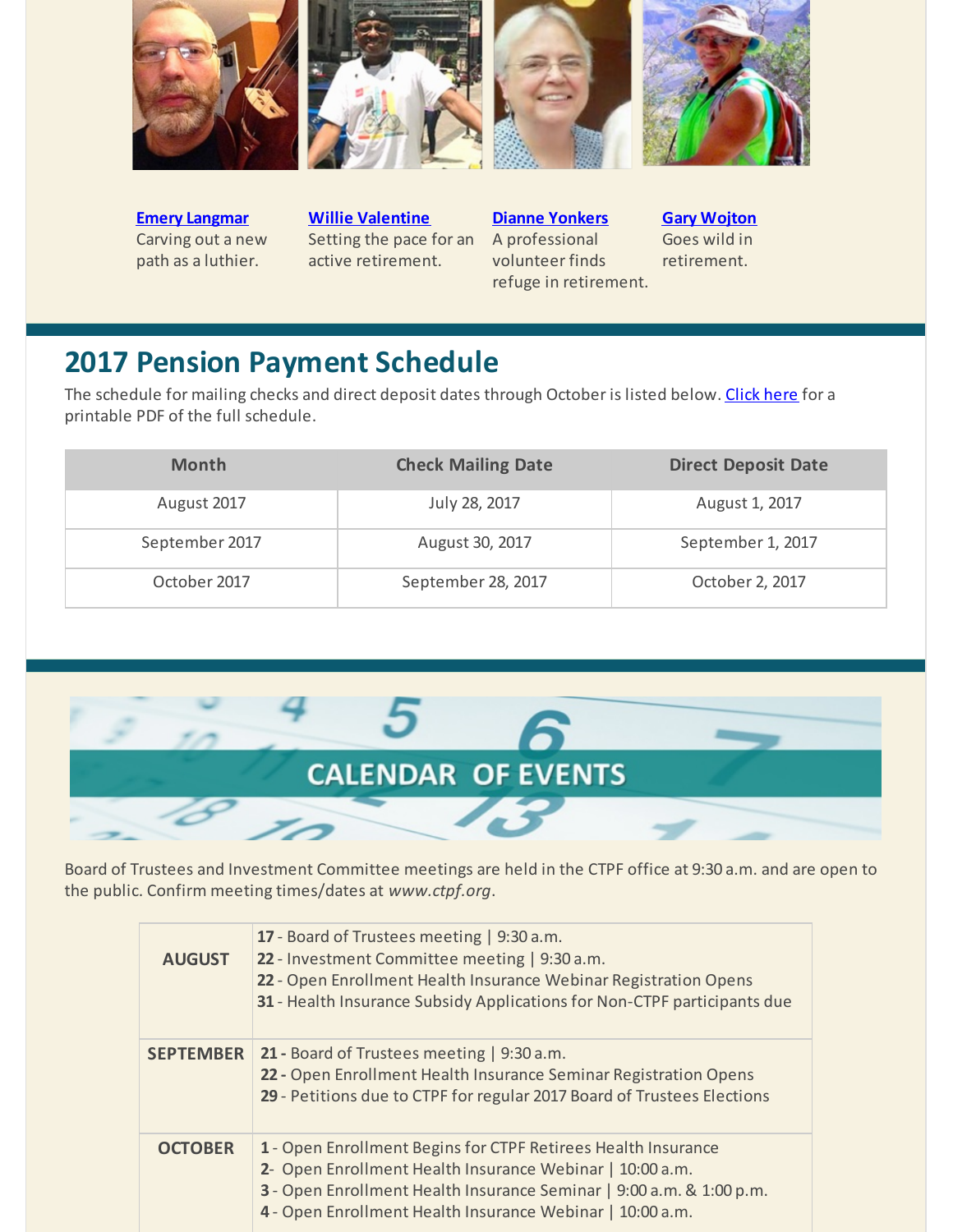**Emery Langmar**
Carving out a new path as a luthier.

**Willie Valentine**
Setting the pace for an active retirement.

**Dianne Yonkers**
A professional volunteer finds refuge in retirement.

**Gary Wojton**
Goes wild in retirement.

## 2017 Pension Payment Schedule

The schedule for mailing checks and direct deposit dates through October is listed below. Click here for a printable PDF of the full schedule.

| Month | Check Mailing Date | Direct Deposit Date |
|---|---|---|
| August 2017 | July 28, 2017 | August 1, 2017 |
| September 2017 | August 30, 2017 | September 1, 2017 |
| October 2017 | September 28, 2017 | October 2, 2017 |

## CALENDAR OF EVENTS

Board of Trustees and Investment Committee meetings are held in the CTPF office at 9:30 a.m. and are open to the public. Confirm meeting times/dates at *www.ctpf.org*.

| | |
|---|---|
| **AUGUST** | **17** - Board of Trustees meeting \| 9:30 a.m.<br>**22** - Investment Committee meeting \| 9:30 a.m.<br>**22** - Open Enrollment Health Insurance Webinar Registration Opens<br>**31** - Health Insurance Subsidy Applications for Non-CTPF participants due |
| **SEPTEMBER** | **21** - Board of Trustees meeting \| 9:30 a.m.<br>**22** - Open Enrollment Health Insurance Seminar Registration Opens<br>**29** - Petitions due to CTPF for regular 2017 Board of Trustees Elections |
| **OCTOBER** | **1** - Open Enrollment Begins for CTPF Retirees Health Insurance<br>**2** - Open Enrollment Health Insurance Webinar \| 10:00 a.m.<br>**3** - Open Enrollment Health Insurance Seminar \| 9:00 a.m. & 1:00 p.m.<br>**4** - Open Enrollment Health Insurance Webinar \| 10:00 a.m. |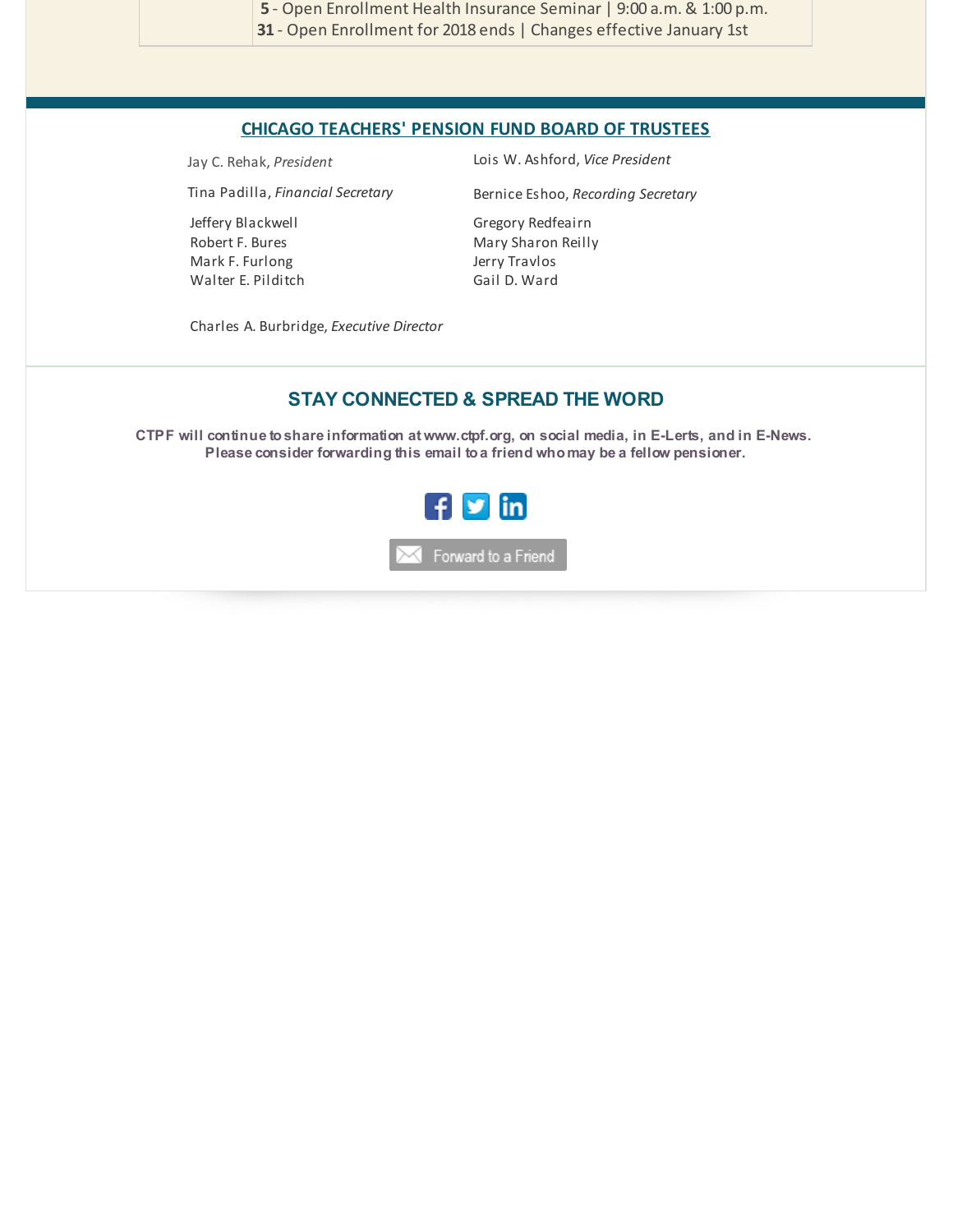**5** - Open Enrollment Health Insurance Seminar | 9:00 a.m. & 1:00 p.m.
**31** - Open Enrollment for 2018 ends | Changes effective January 1st

## CHICAGO TEACHERS' PENSION FUND BOARD OF TRUSTEES

Jay C. Rehak, *President*

Lois W. Ashford, *Vice President*

Tina Padilla, *Financial Secretary*

Bernice Eshoo, *Recording Secretary*

Jeffery Blackwell
Robert F. Bures
Mark F. Furlong
Walter E. Pilditch

Gregory Redfeairn
Mary Sharon Reilly
Jerry Travlos
Gail D. Ward

Charles A. Burbridge, *Executive Director*

## STAY CONNECTED & SPREAD THE WORD

**CTPF will continue to share information at www.ctpf.org, on social media, in E-Lerts, and in E-News. Please consider forwarding this email to a friend who may be a fellow pensioner.**

Forward to a Friend